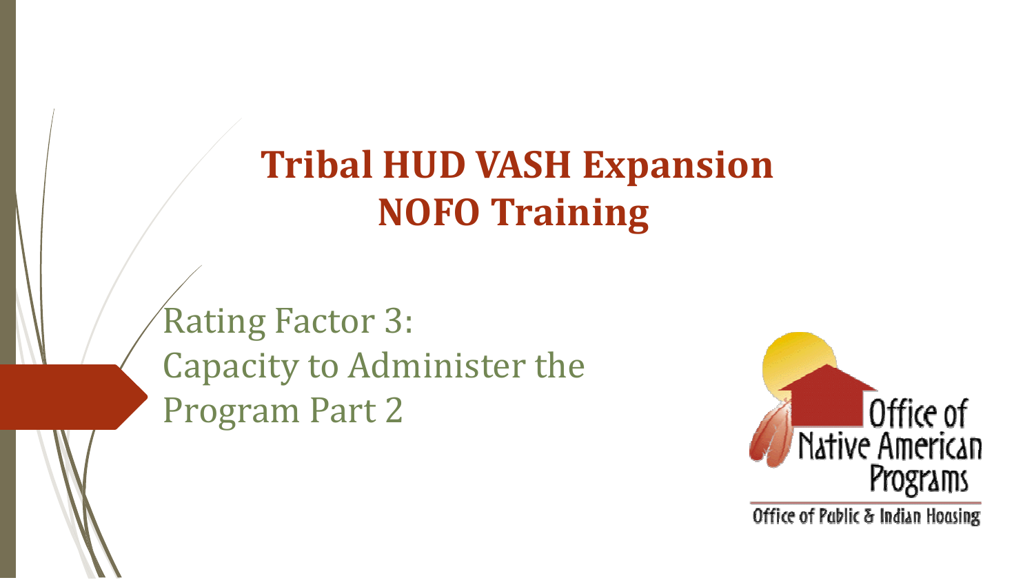# Tribal HUD VASH Expansion NOFO Training

## Rating Factor 3: Capacity to Administer the Program Part 2

Office of Native American Programs

Office of Public & Indian Housing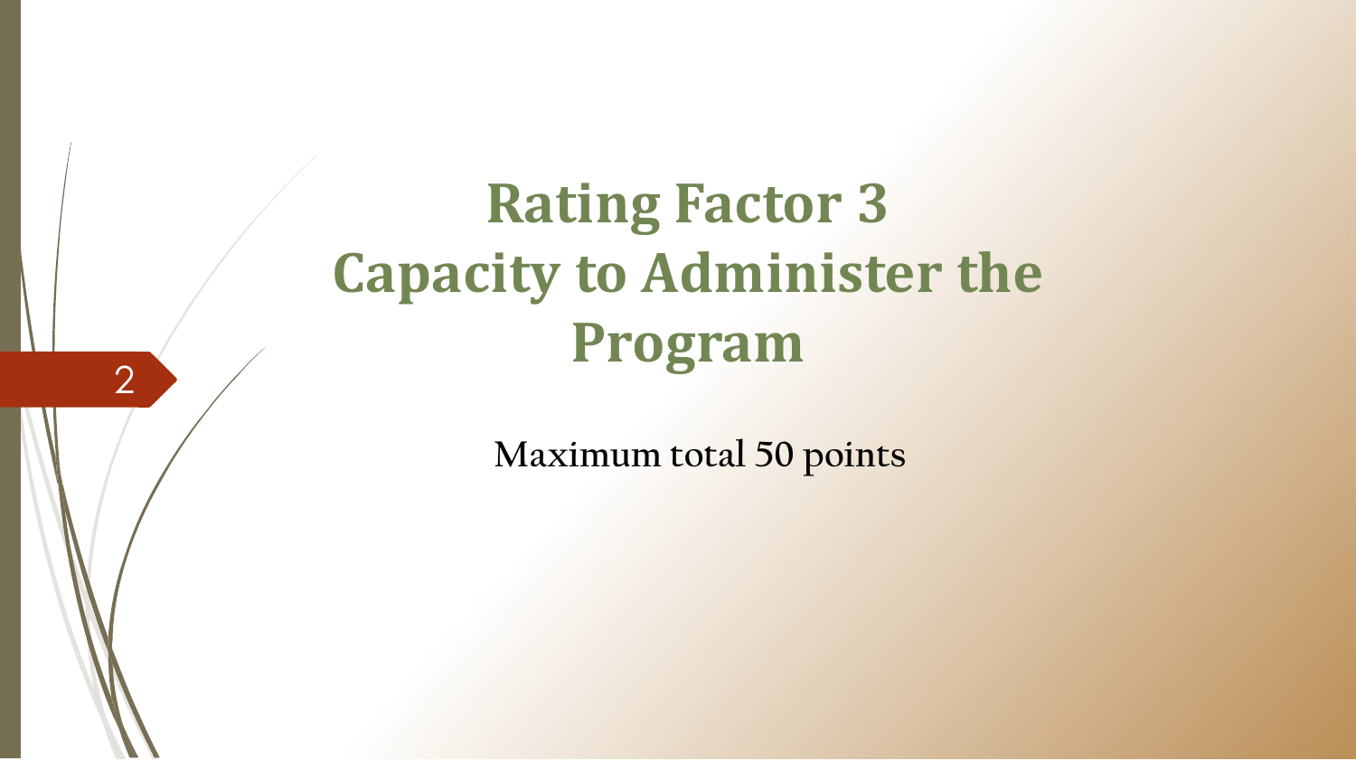# Rating Factor 3
# Capacity to Administer the Program

**Maximum total 50 points**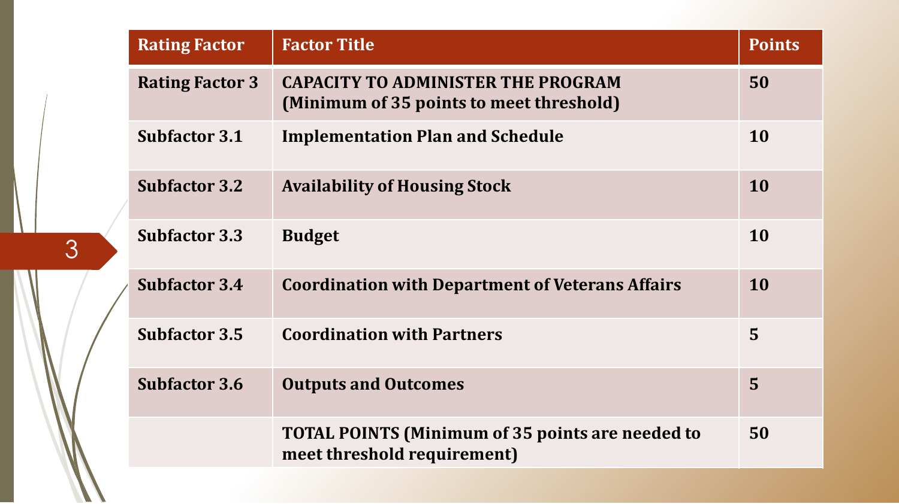| Rating Factor | Factor Title | Points |
|---|---|---|
| **Rating Factor 3** | **CAPACITY TO ADMINISTER THE PROGRAM (Minimum of 35 points to meet threshold)** | **50** |
| **Subfactor 3.1** | **Implementation Plan and Schedule** | **10** |
| **Subfactor 3.2** | **Availability of Housing Stock** | **10** |
| **Subfactor 3.3** | **Budget** | **10** |
| **Subfactor 3.4** | **Coordination with Department of Veterans Affairs** | **10** |
| **Subfactor 3.5** | **Coordination with Partners** | **5** |
| **Subfactor 3.6** | **Outputs and Outcomes** | **5** |
| | **TOTAL POINTS (Minimum of 35 points are needed to meet threshold requirement)** | **50** |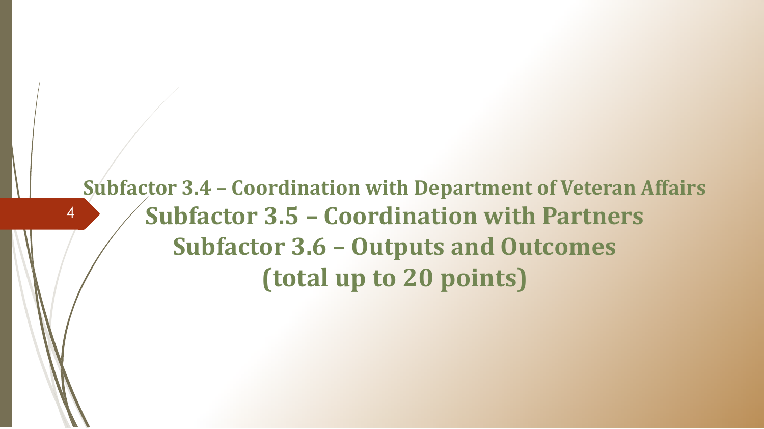## Subfactor 3.4 – Coordination with Department of Veteran Affairs

## Subfactor 3.5 – Coordination with Partners

## Subfactor 3.6 – Outputs and Outcomes

## (total up to 20 points)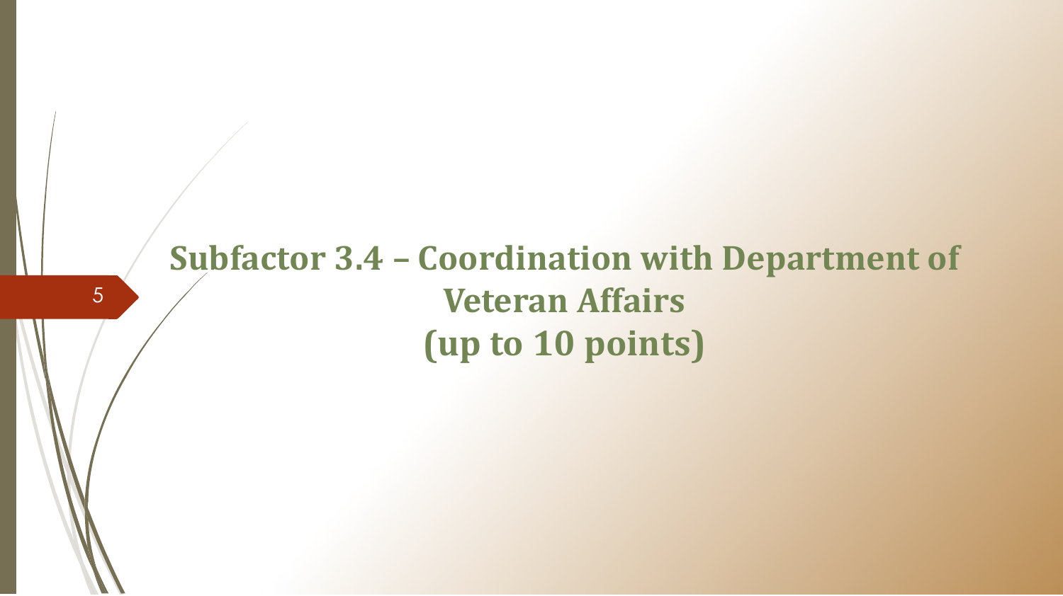# Subfactor 3.4 – Coordination with Department of Veteran Affairs (up to 10 points)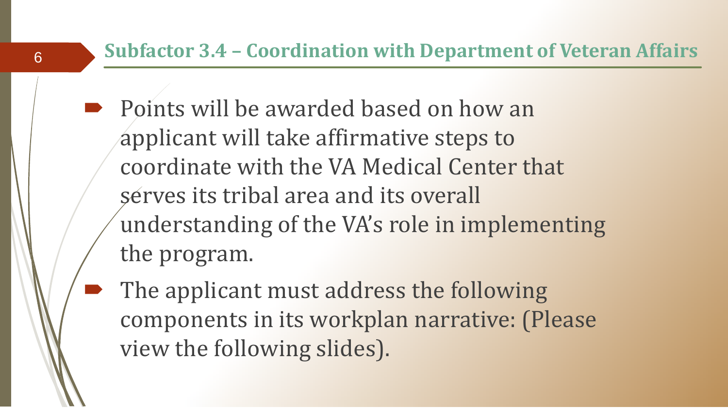## Subfactor 3.4 – Coordination with Department of Veteran Affairs

- Points will be awarded based on how an applicant will take affirmative steps to coordinate with the VA Medical Center that serves its tribal area and its overall understanding of the VA's role in implementing the program.
- The applicant must address the following components in its workplan narrative: (Please view the following slides).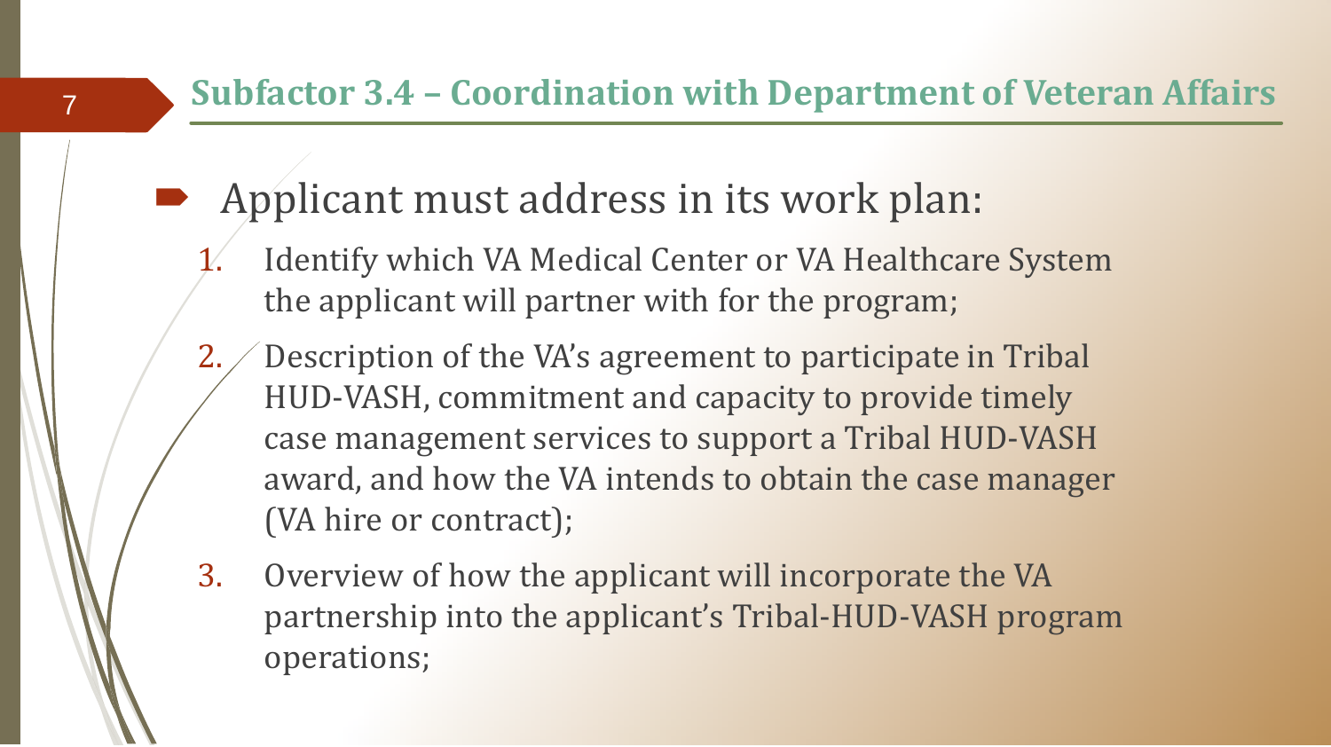## Subfactor 3.4 – Coordination with Department of Veteran Affairs

- Applicant must address in its work plan:
  1. Identify which VA Medical Center or VA Healthcare System the applicant will partner with for the program;
  2. Description of the VA's agreement to participate in Tribal HUD-VASH, commitment and capacity to provide timely case management services to support a Tribal HUD-VASH award, and how the VA intends to obtain the case manager (VA hire or contract);
  3. Overview of how the applicant will incorporate the VA partnership into the applicant's Tribal-HUD-VASH program operations;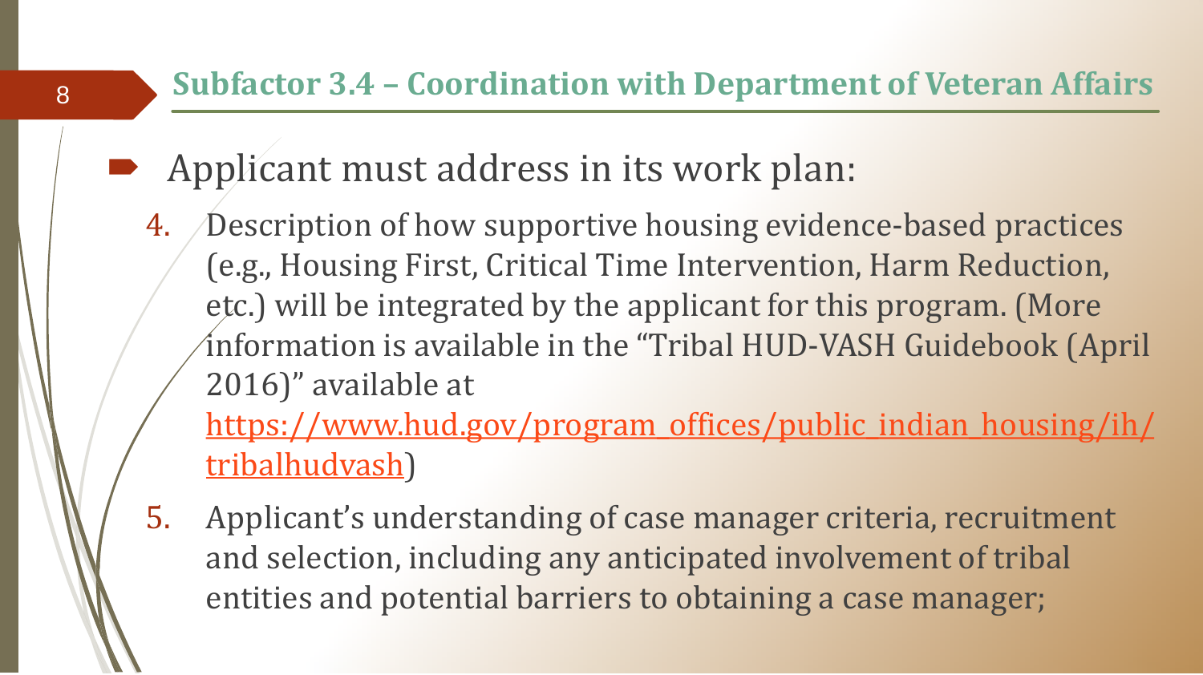## Subfactor 3.4 – Coordination with Department of Veteran Affairs

- Applicant must address in its work plan:

4. Description of how supportive housing evidence-based practices (e.g., Housing First, Critical Time Intervention, Harm Reduction, etc.) will be integrated by the applicant for this program. (More information is available in the "Tribal HUD-VASH Guidebook (April 2016)" available at [https://www.hud.gov/program_offices/public_indian_housing/ih/tribalhudvash](https://www.hud.gov/program_offices/public_indian_housing/ih/tribalhudvash))
5. Applicant's understanding of case manager criteria, recruitment and selection, including any anticipated involvement of tribal entities and potential barriers to obtaining a case manager;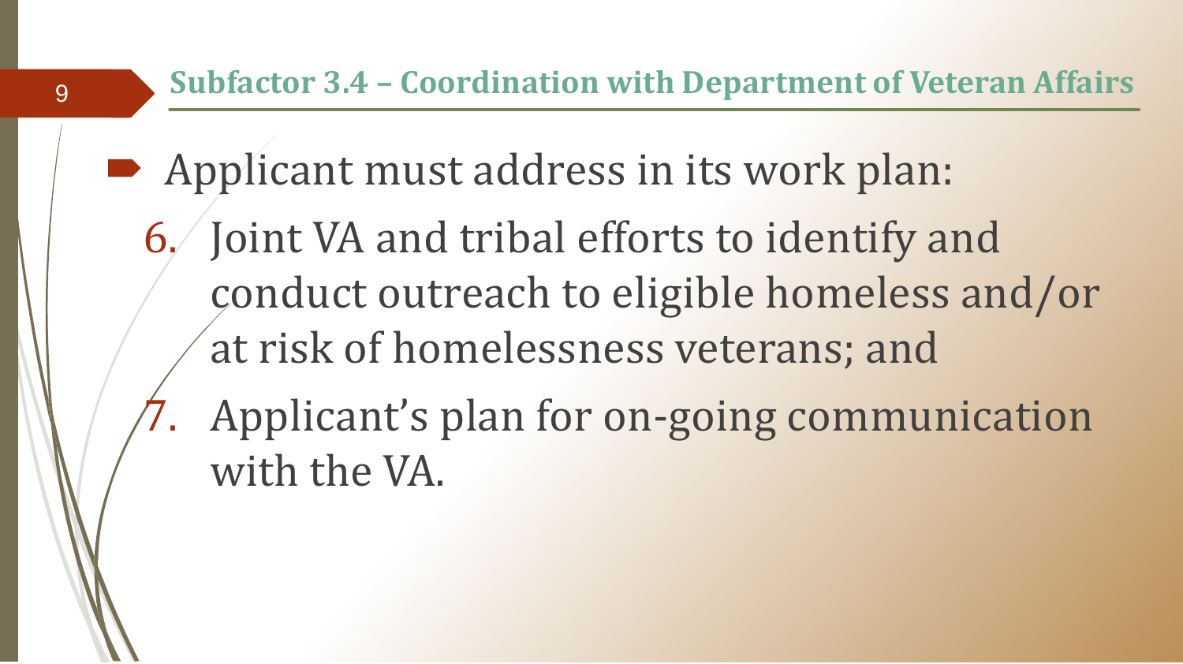## Subfactor 3.4 – Coordination with Department of Veteran Affairs

- Applicant must address in its work plan:

6. Joint VA and tribal efforts to identify and conduct outreach to eligible homeless and/or at risk of homelessness veterans; and
7. Applicant's plan for on-going communication with the VA.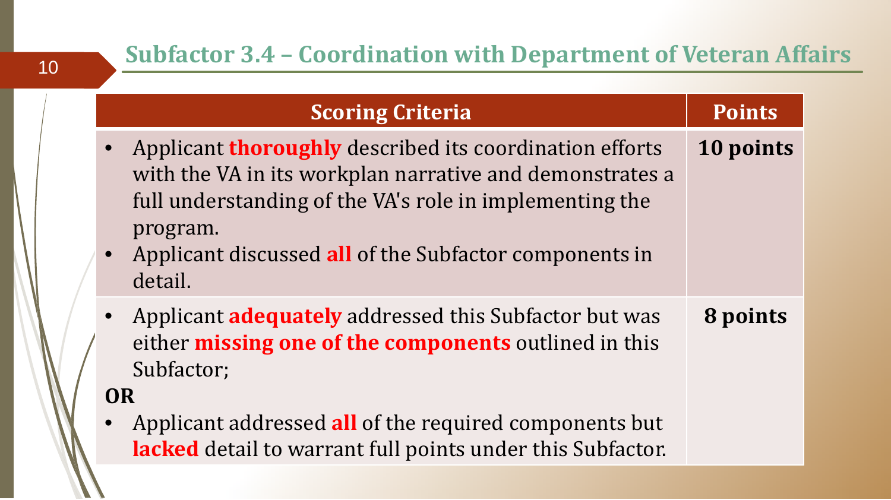## Subfactor 3.4 – Coordination with Department of Veteran Affairs

| Scoring Criteria | Points |
|---|---|
| • Applicant **thoroughly** described its coordination efforts with the VA in its workplan narrative and demonstrates a full understanding of the VA's role in implementing the program.<br>• Applicant discussed **all** of the Subfactor components in detail. | **10 points** |
| • Applicant **adequately** addressed this Subfactor but was either **missing one of the components** outlined in this Subfactor;<br>**OR**<br>• Applicant addressed **all** of the required components but **lacked** detail to warrant full points under this Subfactor. | **8 points** |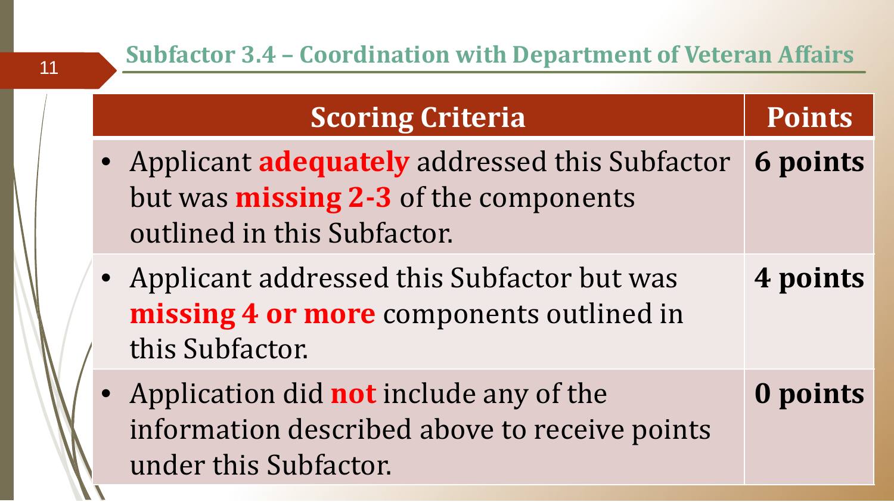## Subfactor 3.4 – Coordination with Department of Veteran Affairs

| Scoring Criteria | Points |
| --- | --- |
| • Applicant **adequately** addressed this Subfactor but was **missing 2-3** of the components outlined in this Subfactor. | **6 points** |
| • Applicant addressed this Subfactor but was **missing 4 or more** components outlined in this Subfactor. | **4 points** |
| • Application did **not** include any of the information described above to receive points under this Subfactor. | **0 points** |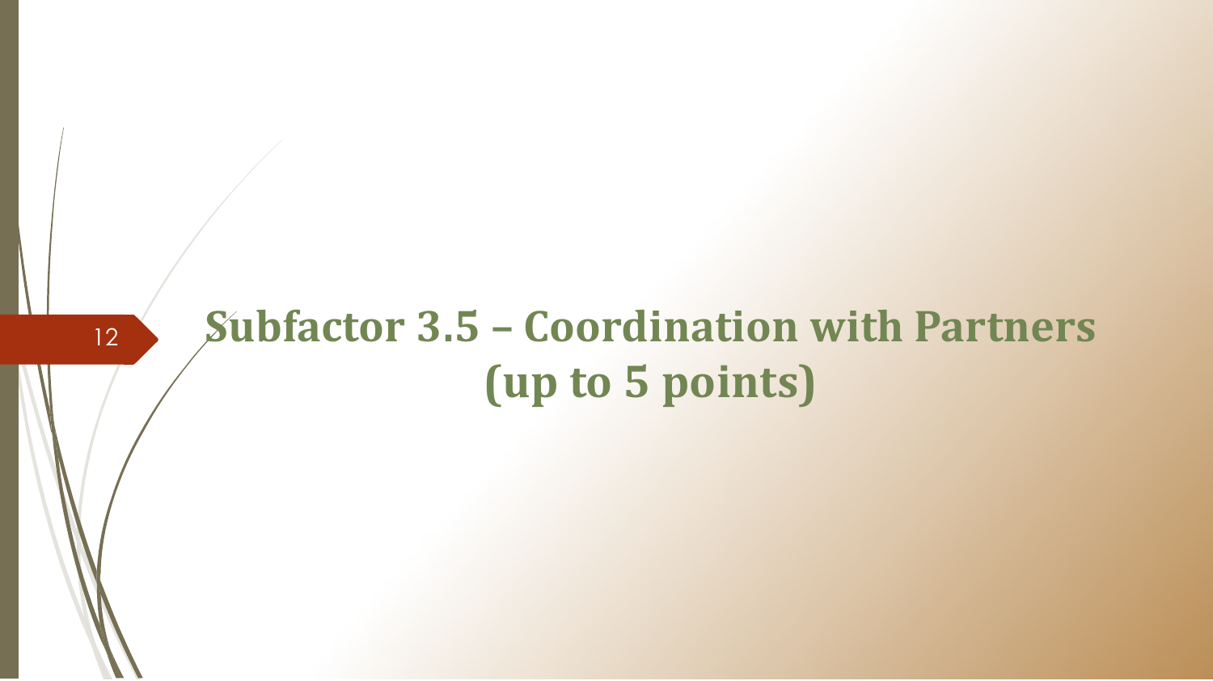# Subfactor 3.5 – Coordination with Partners (up to 5 points)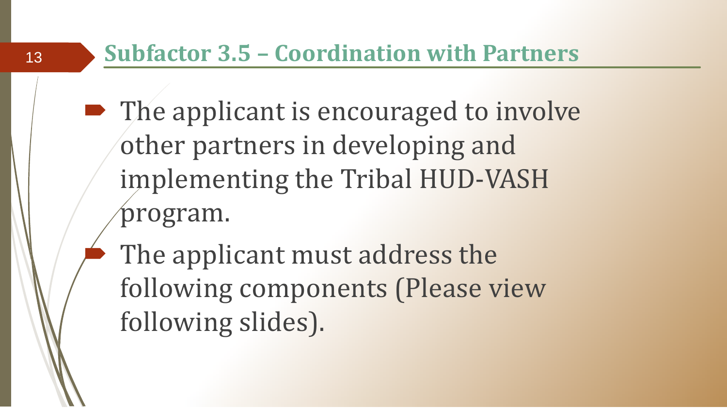## Subfactor 3.5 – Coordination with Partners

- The applicant is encouraged to involve other partners in developing and implementing the Tribal HUD-VASH program.
- The applicant must address the following components (Please view following slides).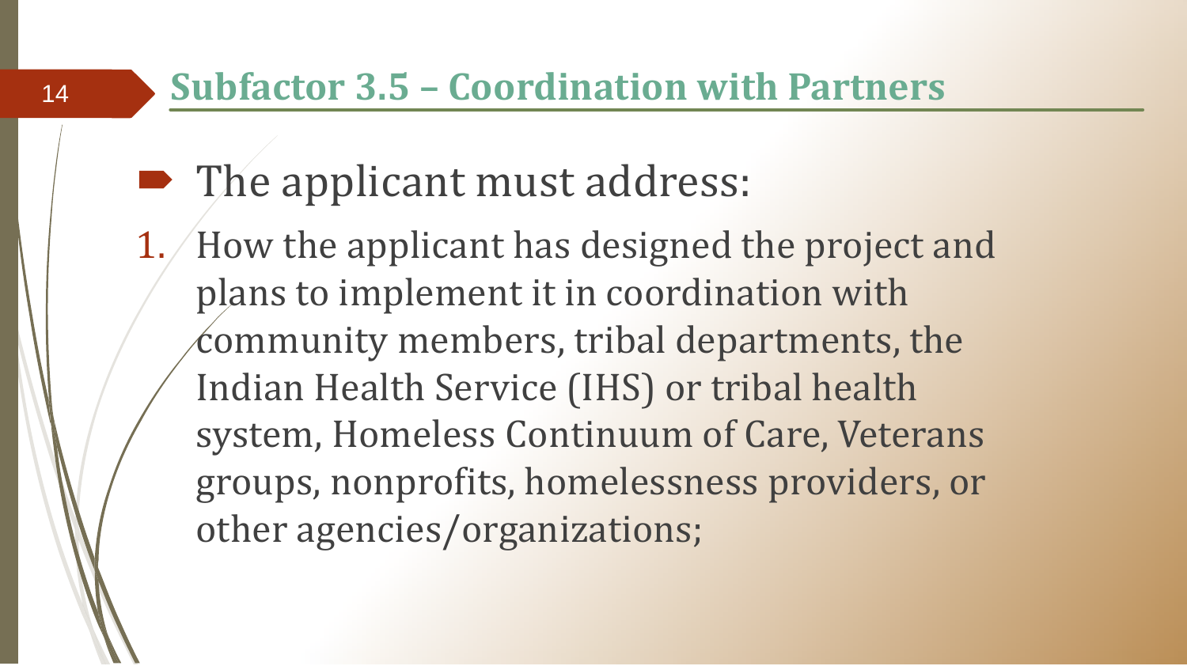## Subfactor 3.5 – Coordination with Partners

- The applicant must address:

1. How the applicant has designed the project and plans to implement it in coordination with community members, tribal departments, the Indian Health Service (IHS) or tribal health system, Homeless Continuum of Care, Veterans groups, nonprofits, homelessness providers, or other agencies/organizations;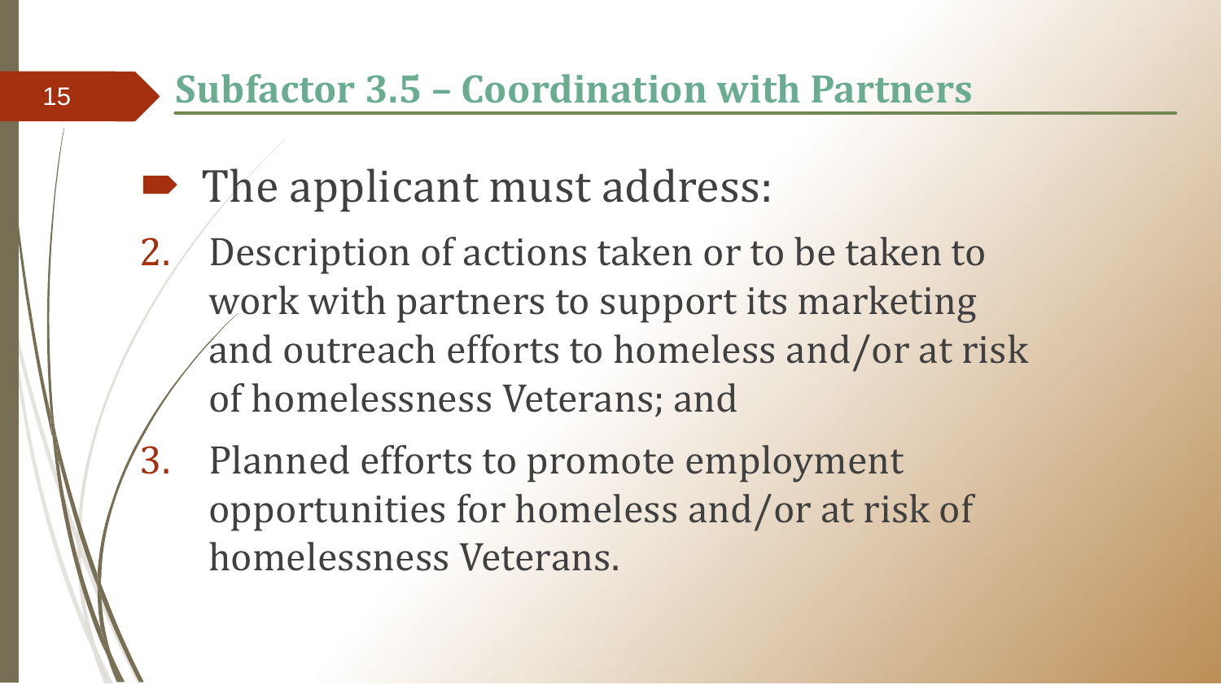## Subfactor 3.5 – Coordination with Partners

- The applicant must address:

2. Description of actions taken or to be taken to work with partners to support its marketing and outreach efforts to homeless and/or at risk of homelessness Veterans; and
3. Planned efforts to promote employment opportunities for homeless and/or at risk of homelessness Veterans.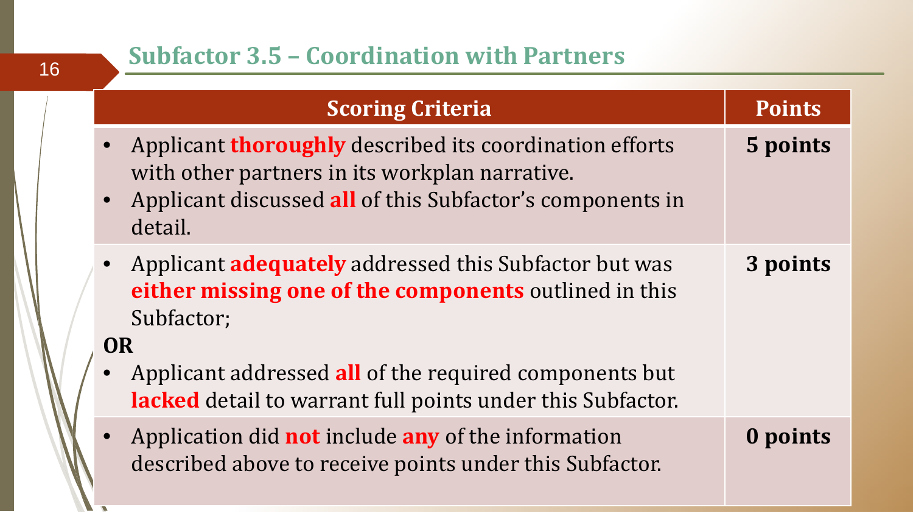## Subfactor 3.5 – Coordination with Partners

| Scoring Criteria | Points |
| --- | --- |
| • Applicant **thoroughly** described its coordination efforts with other partners in its workplan narrative.<br>• Applicant discussed **all** of this Subfactor's components in detail. | **5 points** |
| • Applicant **adequately** addressed this Subfactor but was **either missing one of the components** outlined in this Subfactor;<br>**OR**<br>• Applicant addressed **all** of the required components but **lacked** detail to warrant full points under this Subfactor. | **3 points** |
| • Application did **not** include **any** of the information described above to receive points under this Subfactor. | **0 points** |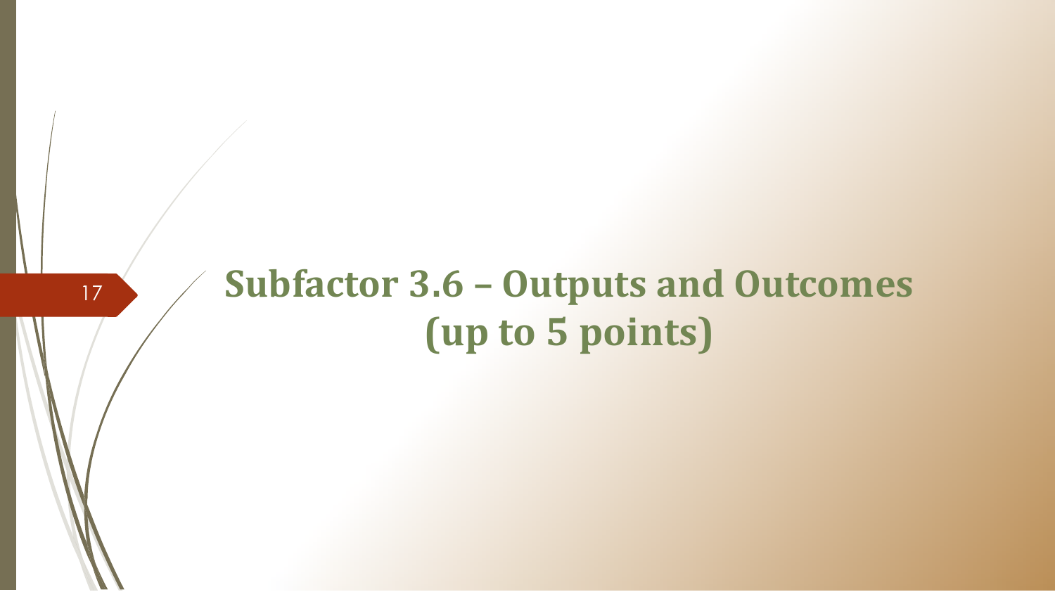# Subfactor 3.6 – Outputs and Outcomes (up to 5 points)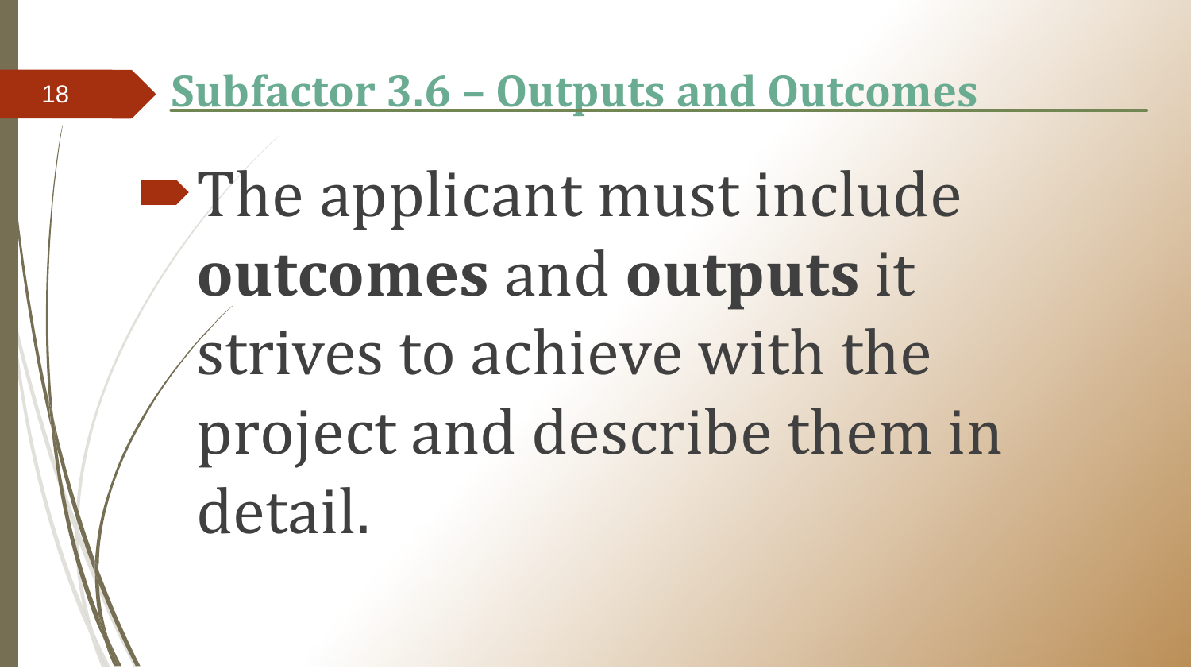## Subfactor 3.6 – Outputs and Outcomes

- The applicant must include **outcomes** and **outputs** it strives to achieve with the project and describe them in detail.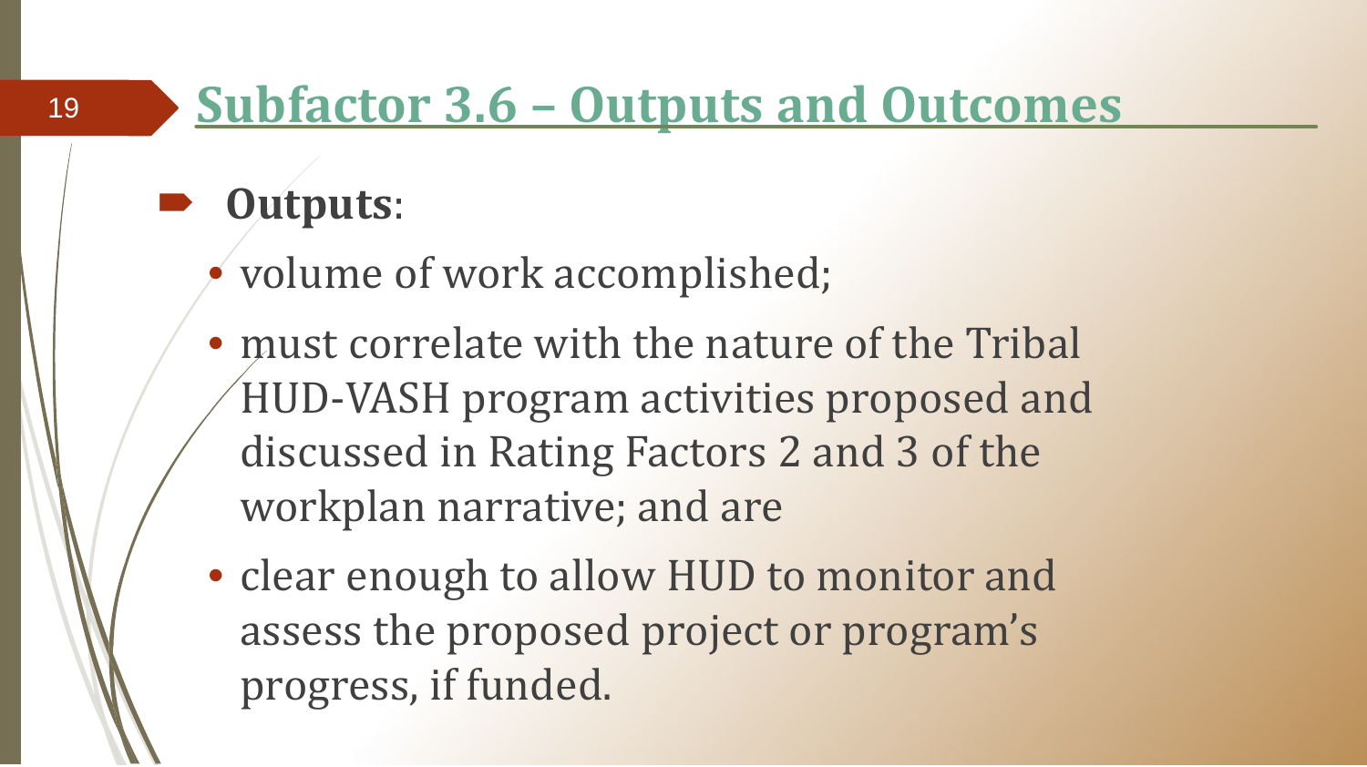# Subfactor 3.6 – Outputs and Outcomes

- **Outputs**:
  - volume of work accomplished;
  - must correlate with the nature of the Tribal HUD-VASH program activities proposed and discussed in Rating Factors 2 and 3 of the workplan narrative; and are
  - clear enough to allow HUD to monitor and assess the proposed project or program's progress, if funded.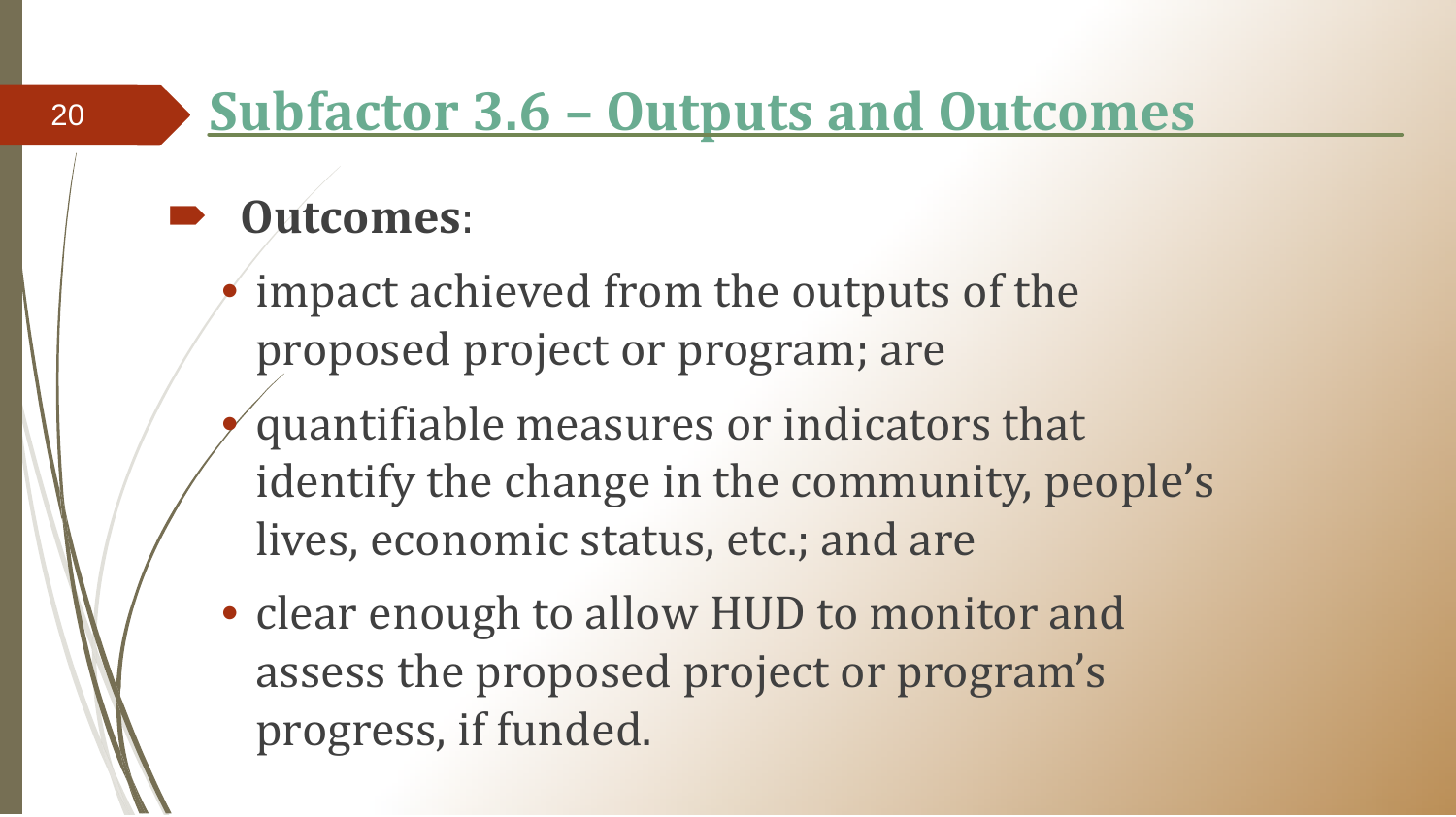# Subfactor 3.6 – Outputs and Outcomes

- **Outcomes**:
  - impact achieved from the outputs of the proposed project or program; are
  - quantifiable measures or indicators that identify the change in the community, people's lives, economic status, etc.; and are
  - clear enough to allow HUD to monitor and assess the proposed project or program's progress, if funded.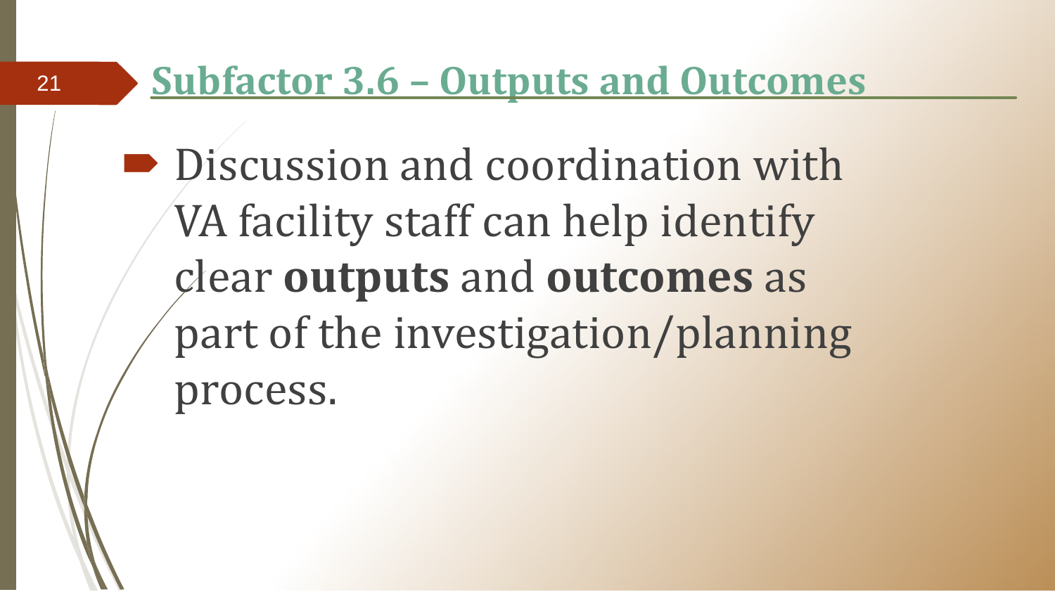## Subfactor 3.6 – Outputs and Outcomes

- Discussion and coordination with VA facility staff can help identify clear **outputs** and **outcomes** as part of the investigation/planning process.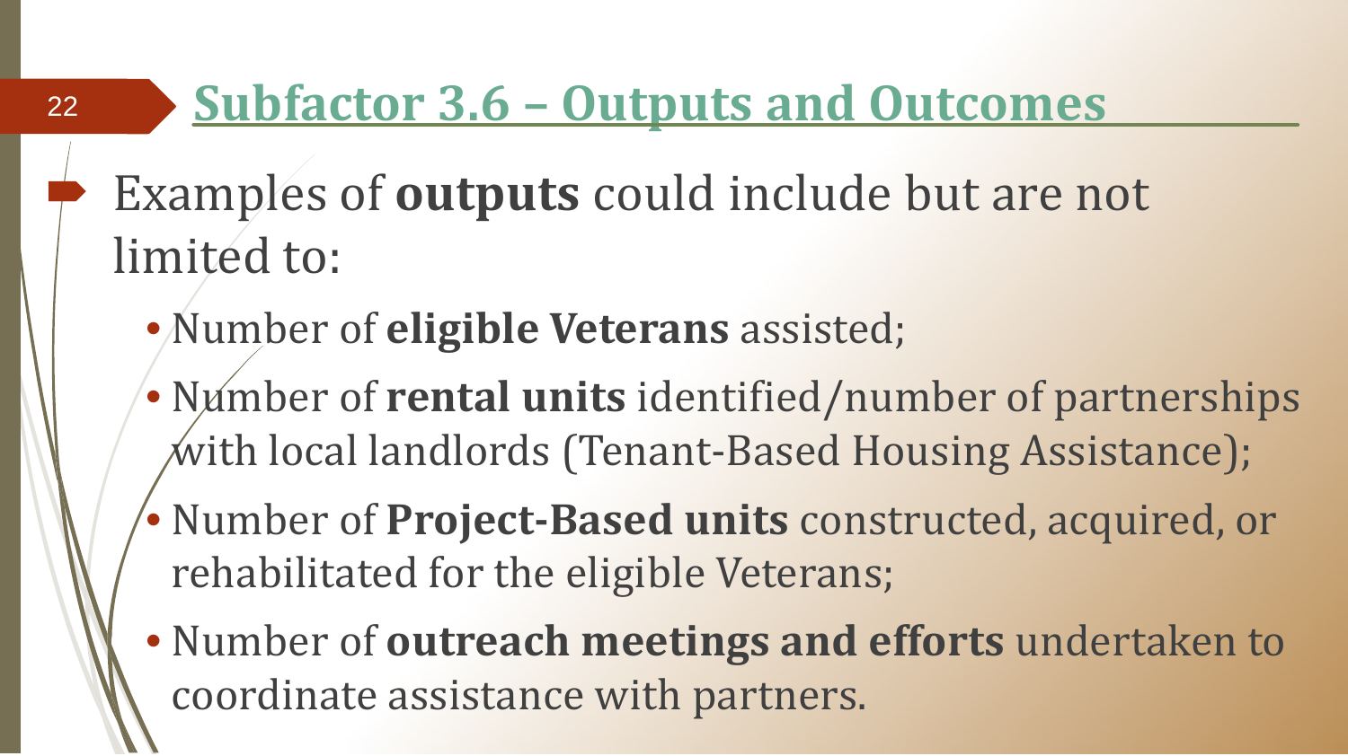## Subfactor 3.6 – Outputs and Outcomes

- Examples of **outputs** could include but are not limited to:
  - Number of **eligible Veterans** assisted;
  - Number of **rental units** identified/number of partnerships with local landlords (Tenant-Based Housing Assistance);
  - Number of **Project-Based units** constructed, acquired, or rehabilitated for the eligible Veterans;
  - Number of **outreach meetings and efforts** undertaken to coordinate assistance with partners.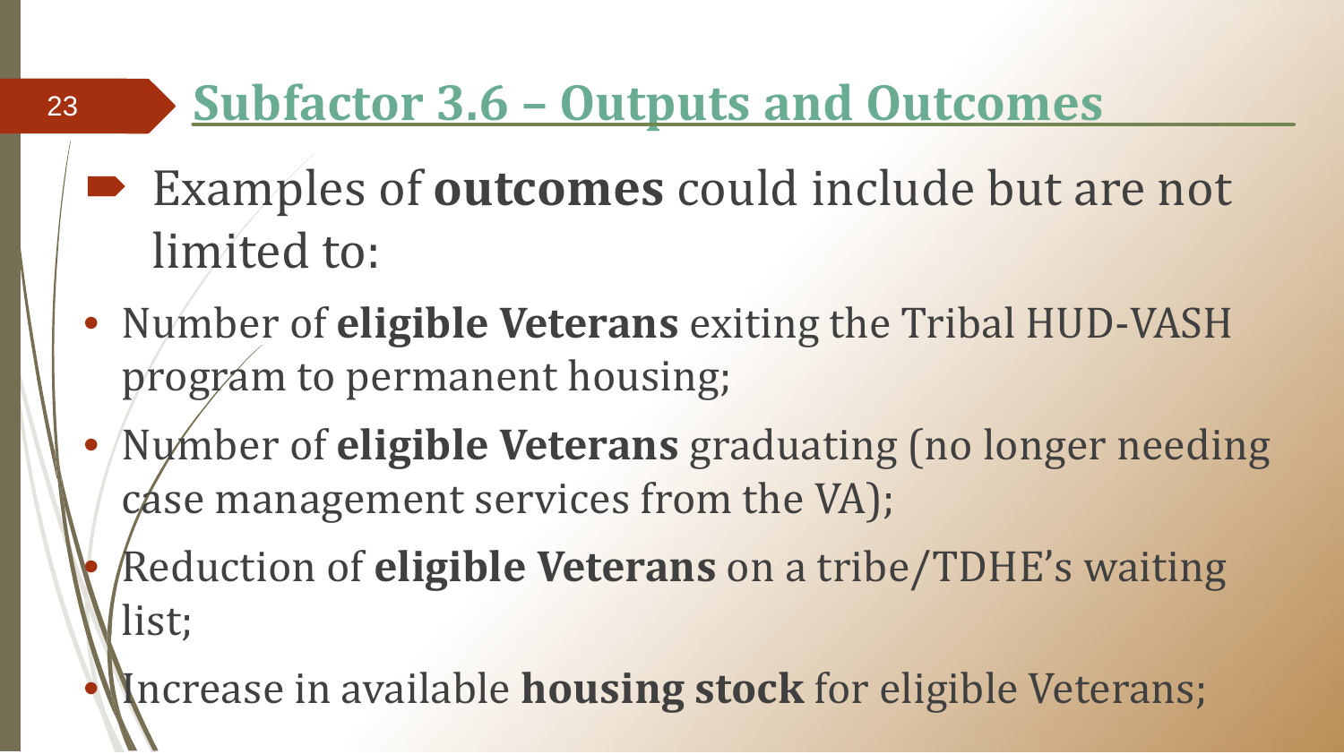## Subfactor 3.6 – Outputs and Outcomes

- Examples of **outcomes** could include but are not limited to:
  - Number of **eligible Veterans** exiting the Tribal HUD-VASH program to permanent housing;
  - Number of **eligible Veterans** graduating (no longer needing case management services from the VA);
  - Reduction of **eligible Veterans** on a tribe/TDHE's waiting list;
  - Increase in available **housing stock** for eligible Veterans;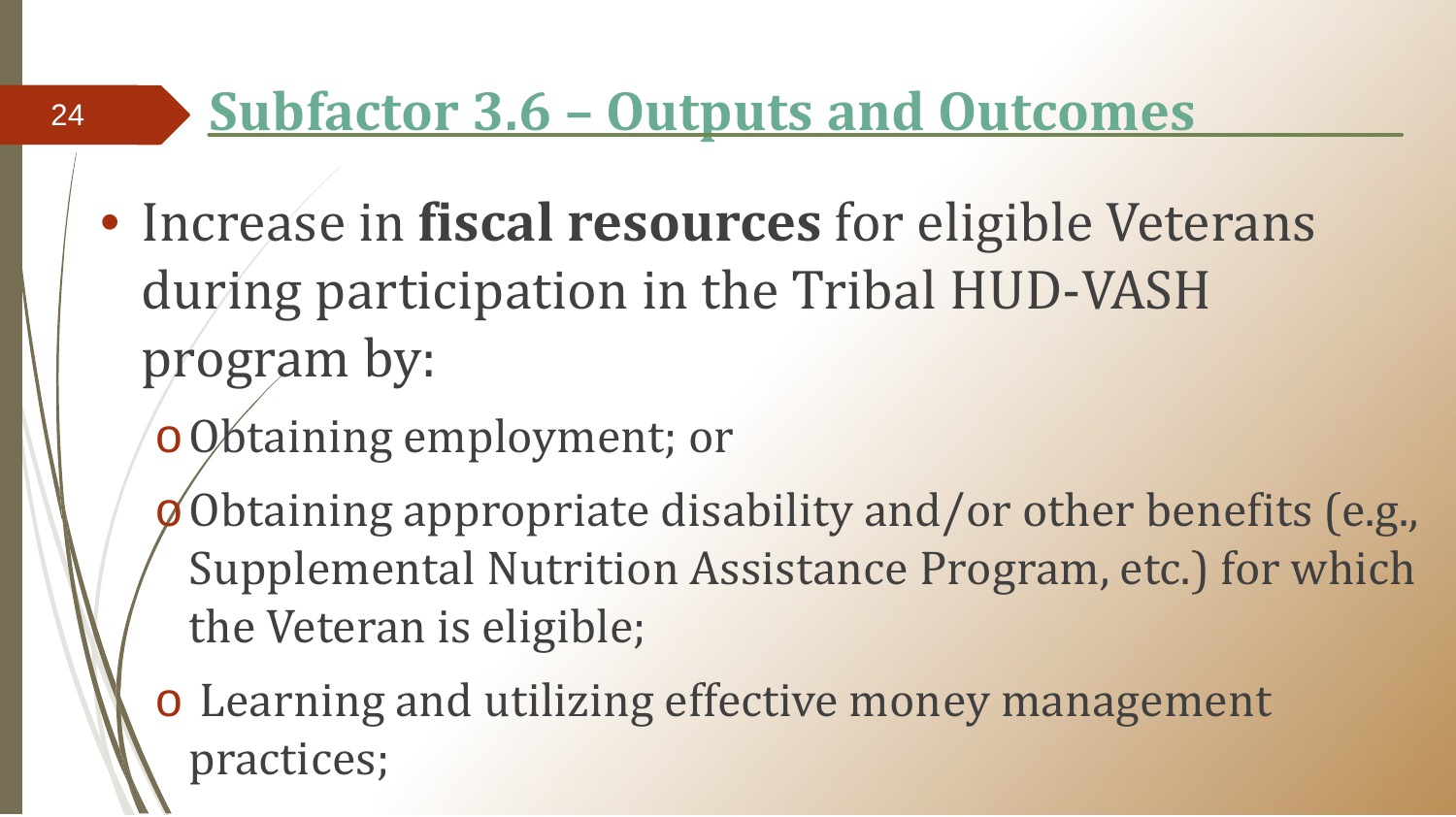## Subfactor 3.6 – Outputs and Outcomes

- Increase in **fiscal resources** for eligible Veterans during participation in the Tribal HUD-VASH program by:
  - Obtaining employment; or
  - Obtaining appropriate disability and/or other benefits (e.g., Supplemental Nutrition Assistance Program, etc.) for which the Veteran is eligible;
  - Learning and utilizing effective money management practices;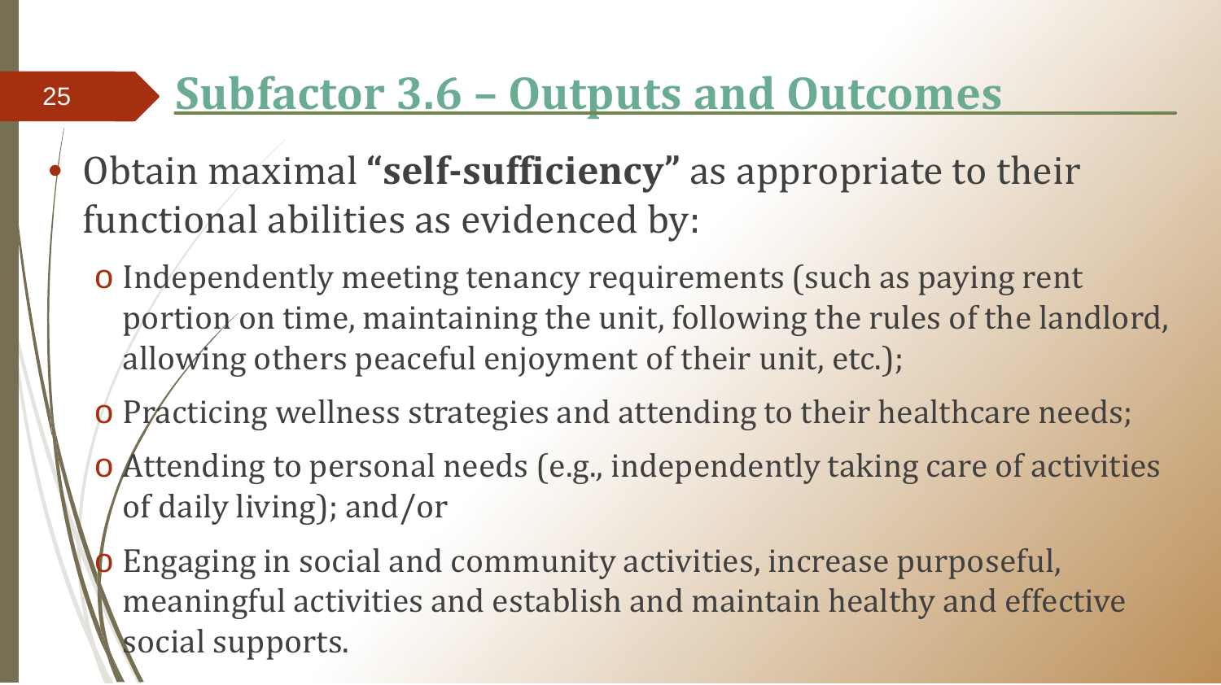# Subfactor 3.6 – Outputs and Outcomes

- Obtain maximal **"self-sufficiency"** as appropriate to their functional abilities as evidenced by:
  - Independently meeting tenancy requirements (such as paying rent portion on time, maintaining the unit, following the rules of the landlord, allowing others peaceful enjoyment of their unit, etc.);
  - Practicing wellness strategies and attending to their healthcare needs;
  - Attending to personal needs (e.g., independently taking care of activities of daily living); and/or
  - Engaging in social and community activities, increase purposeful, meaningful activities and establish and maintain healthy and effective social supports.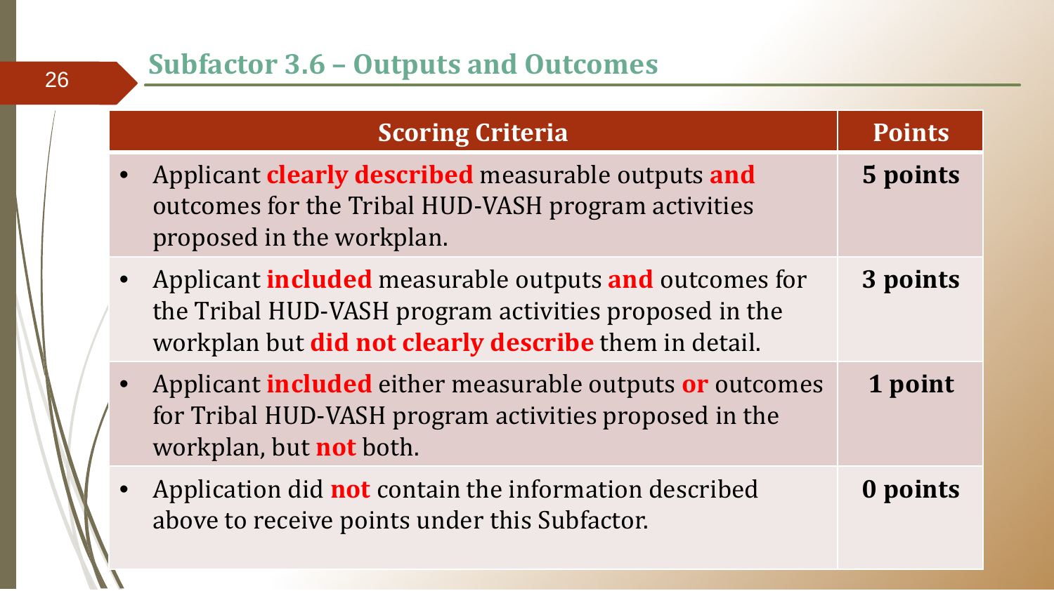## Subfactor 3.6 – Outputs and Outcomes

| Scoring Criteria | Points |
| --- | --- |
| • Applicant **clearly described** measurable outputs **and** outcomes for the Tribal HUD-VASH program activities proposed in the workplan. | **5 points** |
| • Applicant **included** measurable outputs **and** outcomes for the Tribal HUD-VASH program activities proposed in the workplan but **did not clearly describe** them in detail. | **3 points** |
| • Applicant **included** either measurable outputs **or** outcomes for Tribal HUD-VASH program activities proposed in the workplan, but **not** both. | **1 point** |
| • Application did **not** contain the information described above to receive points under this Subfactor. | **0 points** |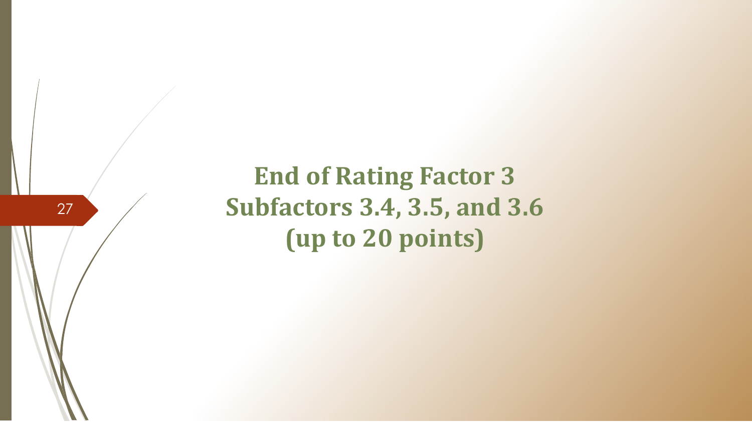# End of Rating Factor 3 Subfactors 3.4, 3.5, and 3.6 (up to 20 points)